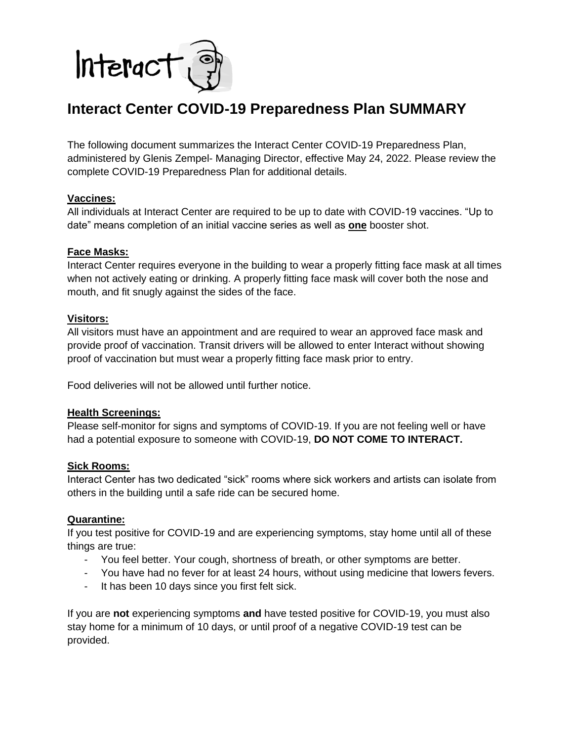# Interact Center COVID-19 Preparedness Plan SUMMARY

The following document summarizes the Interact Center COVID-19 Preparedness Plan, administered by Glenis Zempel- Managing Director, effective May 24, 2022. Please review the complete COVID-19 Preparedness Plan for additional details.

**Vaccines:**

All individuals at Interact Center are required to be up to date with COVID-19 vaccines. "Up to date" means completion of an initial vaccine series as well as **one** booster shot.

**Face Masks:**

Interact Center requires everyone in the building to wear a properly fitting face mask at all times when not actively eating or drinking. A properly fitting face mask will cover both the nose and mouth, and fit snugly against the sides of the face.

**Visitors:**

All visitors must have an appointment and are required to wear an approved face mask and provide proof of vaccination. Transit drivers will be allowed to enter Interact without showing proof of vaccination but must wear a properly fitting face mask prior to entry.

Food deliveries will not be allowed until further notice.

**Health Screenings:**

Please self-monitor for signs and symptoms of COVID-19. If you are not feeling well or have had a potential exposure to someone with COVID-19, **DO NOT COME TO INTERACT.**

**Sick Rooms:**

Interact Center has two dedicated "sick" rooms where sick workers and artists can isolate from others in the building until a safe ride can be secured home.

**Quarantine:**

If you test positive for COVID-19 and are experiencing symptoms, stay home until all of these things are true:

- You feel better. Your cough, shortness of breath, or other symptoms are better.
- You have had no fever for at least 24 hours, without using medicine that lowers fevers.
- It has been 10 days since you first felt sick.

If you are **not** experiencing symptoms **and** have tested positive for COVID-19, you must also stay home for a minimum of 10 days, or until proof of a negative COVID-19 test can be provided.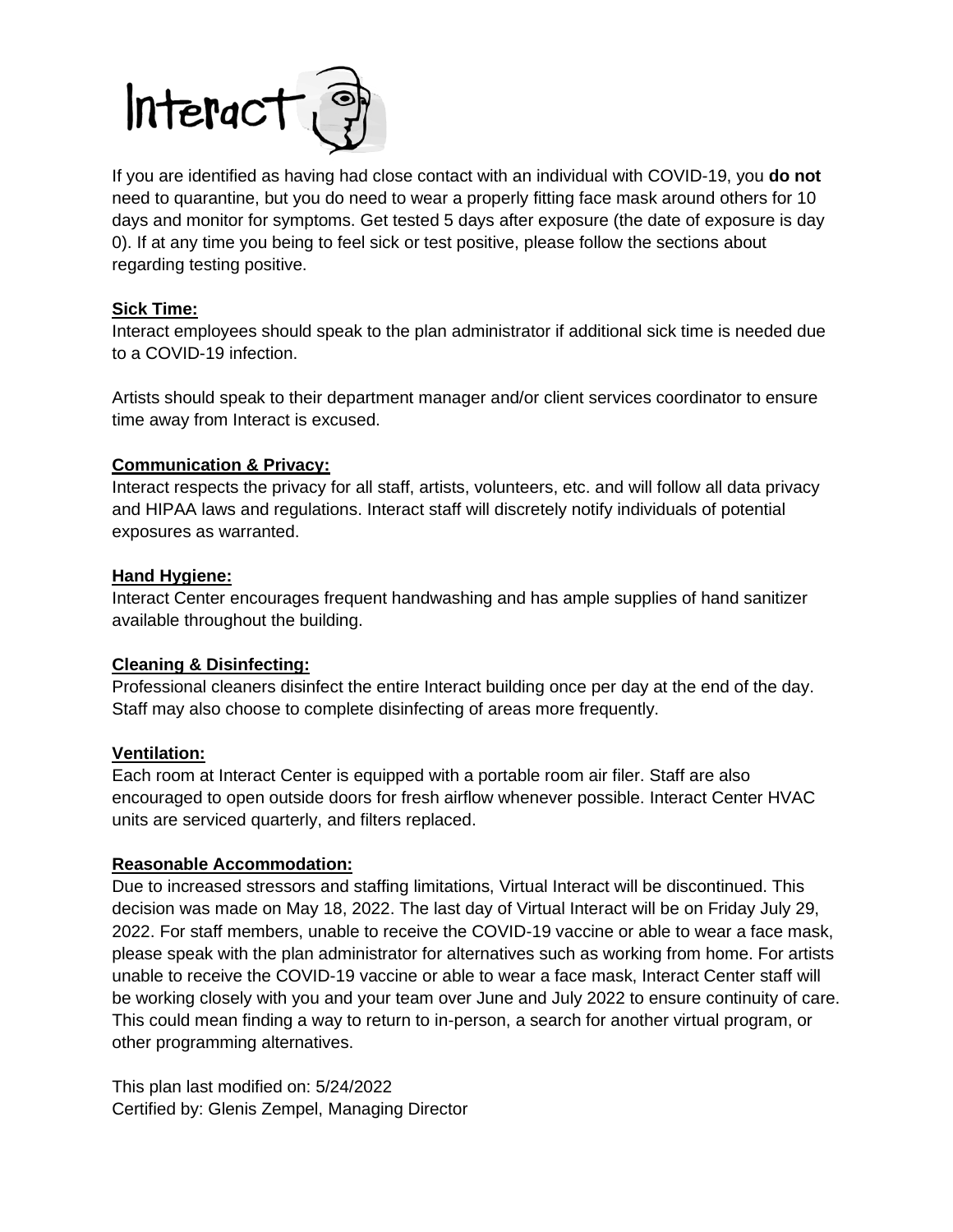Interact

If you are identified as having had close contact with an individual with COVID-19, you **do not** need to quarantine, but you do need to wear a properly fitting face mask around others for 10 days and monitor for symptoms. Get tested 5 days after exposure (the date of exposure is day 0). If at any time you being to feel sick or test positive, please follow the sections about regarding testing positive.

**Sick Time:**

Interact employees should speak to the plan administrator if additional sick time is needed due to a COVID-19 infection.

Artists should speak to their department manager and/or client services coordinator to ensure time away from Interact is excused.

**Communication & Privacy:**

Interact respects the privacy for all staff, artists, volunteers, etc. and will follow all data privacy and HIPAA laws and regulations. Interact staff will discretely notify individuals of potential exposures as warranted.

**Hand Hygiene:**

Interact Center encourages frequent handwashing and has ample supplies of hand sanitizer available throughout the building.

**Cleaning & Disinfecting:**

Professional cleaners disinfect the entire Interact building once per day at the end of the day. Staff may also choose to complete disinfecting of areas more frequently.

**Ventilation:**

Each room at Interact Center is equipped with a portable room air filer. Staff are also encouraged to open outside doors for fresh airflow whenever possible. Interact Center HVAC units are serviced quarterly, and filters replaced.

**Reasonable Accommodation:**

Due to increased stressors and staffing limitations, Virtual Interact will be discontinued. This decision was made on May 18, 2022. The last day of Virtual Interact will be on Friday July 29, 2022. For staff members, unable to receive the COVID-19 vaccine or able to wear a face mask, please speak with the plan administrator for alternatives such as working from home. For artists unable to receive the COVID-19 vaccine or able to wear a face mask, Interact Center staff will be working closely with you and your team over June and July 2022 to ensure continuity of care. This could mean finding a way to return to in-person, a search for another virtual program, or other programming alternatives.

This plan last modified on: 5/24/2022
Certified by: Glenis Zempel, Managing Director